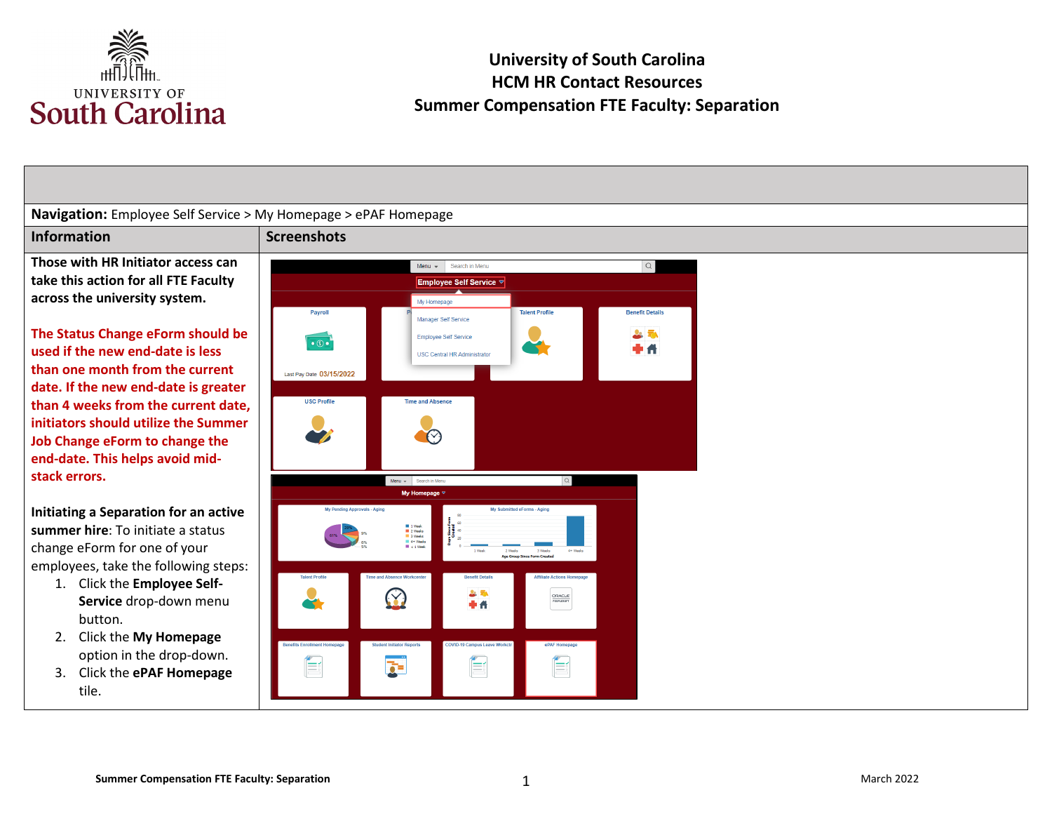# University of South Carolina
## HCM HR Contact Resources
## Summer Compensation FTE Faculty: Separation

**Navigation:** Employee Self Service > My Homepage > ePAF Homepage

| Information | Screenshots |
|---|---|
| **Those with HR Initiator access can take this action for all FTE Faculty across the university system.**<br><br>**The Status Change eForm should be used if the new end-date is less than one month from the current date. If the new end-date is greater than 4 weeks from the current date, initiators should utilize the Summer Job Change eForm to change the end-date. This helps avoid mid-stack errors.**<br><br>**Initiating a Separation for an active summer hire**: To initiate a status change eForm for one of your employees, take the following steps:<br>1. Click the **Employee Self-Service** drop-down menu button.<br>2. Click the **My Homepage** option in the drop-down.<br>3. Click the **ePAF Homepage** tile. | |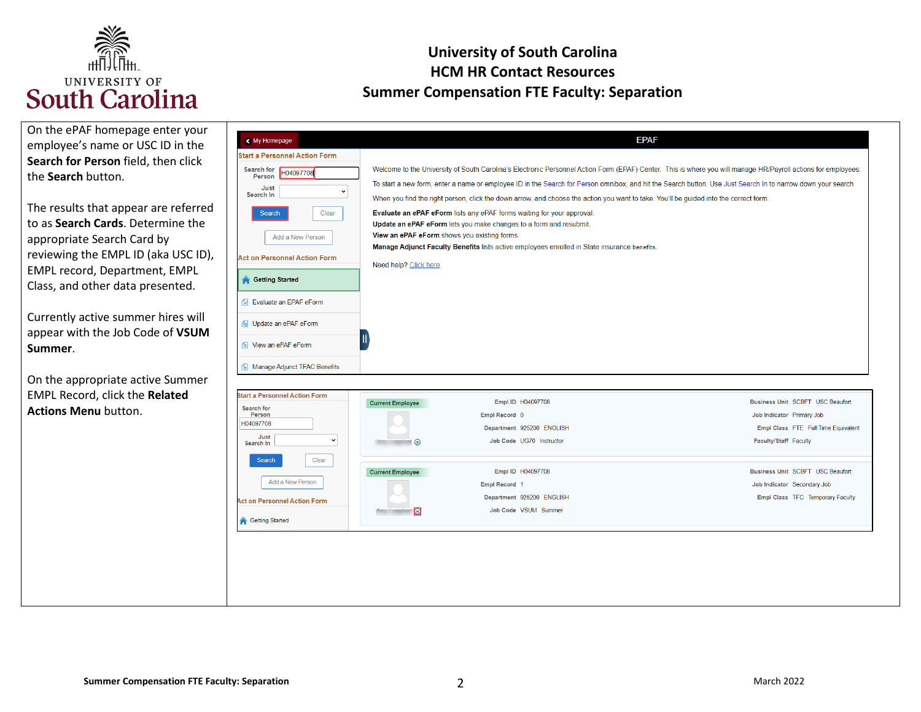# University of South Carolina
## HCM HR Contact Resources
## Summer Compensation FTE Faculty: Separation

On the ePAF homepage enter your employee's name or USC ID in the **Search for Person** field, then click the **Search** button.

The results that appear are referred to as **Search Cards**. Determine the appropriate Search Card by reviewing the EMPL ID (aka USC ID), EMPL record, Department, EMPL Class, and other data presented.

Currently active summer hires will appear with the Job Code of **VSUM Summer**.

On the appropriate active Summer EMPL Record, click the **Related Actions Menu** button.

My Homepage | EPAF

**Start a Personnel Action Form**

Search for Person: H04097708

Just Search In

Search | Clear

Add a New Person

**Act on Personnel Action Form**

- Getting Started
- Evaluate an EPAF eForm
- Update an ePAF eForm
- View an ePAF eForm
- Manage Adjunct TFAC Benefits

Welcome to the University of South Carolina's Electronic Personnel Action Form (EPAF) Center. This is where you will manage HR/Payroll actions for employees.

To start a new form, enter a name or employee ID in the Search for Person omnibox, and hit the Search button. Use Just Search In to narrow down your search.

When you find the right person, click the down arrow, and choose the action you want to take. You'll be guided into the correct form.

**Evaluate an ePAF eForm** lists any ePAF forms waiting for your approval.
**Update an ePAF eForm** lets you make changes to a form and resubmit.
**View an ePAF eForm** shows you existing forms.
**Manage Adjunct Faculty Benefits** lists active employees enrolled in State insurance benefits.

Need help? Click here

**Current Employee**

| Field | Value | Field | Value |
|---|---|---|---|
| Empl ID | H04097708 | Business Unit | SCBFT USC Beaufort |
| Empl Record | 0 | Job Indicator | Primary Job |
| Department | 925200 ENGLISH | Empl Class | FTE Full Time Equivalent |
| Job Code | UG70 Instructor | Faculty/Staff | Faculty |

**Current Employee**

| Field | Value | Field | Value |
|---|---|---|---|
| Empl ID | H04097708 | Business Unit | SCBFT USC Beaufort |
| Empl Record | 1 | Job Indicator | Secondary Job |
| Department | 925200 ENGLISH | Empl Class | TFC Temporary Faculty |
| Job Code | VSUM Summer | | |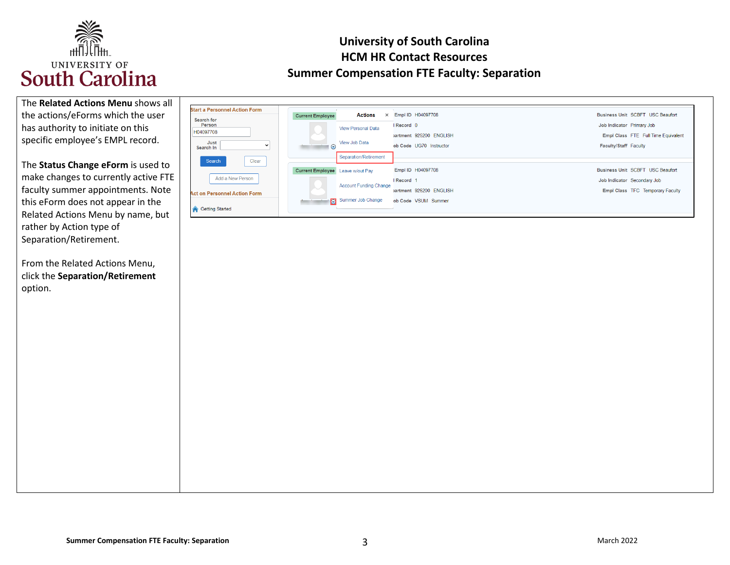# University of South Carolina
## HCM HR Contact Resources
## Summer Compensation FTE Faculty: Separation

The **Related Actions Menu** shows all the actions/eForms which the user has authority to initiate on this specific employee's EMPL record.

The **Status Change eForm** is used to make changes to currently active FTE faculty summer appointments. Note this eForm does not appear in the Related Actions Menu by name, but rather by Action type of Separation/Retirement.

From the Related Actions Menu, click the **Separation/Retirement** option.

Start a Personnel Action Form

Search for Person

H04097708

Just Search In

Search | Clear

Add a New Person

Act on Personnel Action Form

Getting Started

Current Employee

Actions

View Personal Data

View Job Data

Separation/Retirement

Leave w/out Pay

Account Funding Change

Summer Job Change

Empl ID H04097708 | Record 0 | Department 925200 ENGLISH | Job Code UG70 Instructor

Business Unit SCBFT USC Beaufort | Job Indicator Primary Job | Empl Class FTE Full Time Equivalent | Faculty/Staff Faculty

Empl ID H04097708 | Record 1 | Department 925200 ENGLISH | Job Code VSUM Summer

Business Unit SCBFT USC Beaufort | Job Indicator Secondary Job | Empl Class TFC Temporary Faculty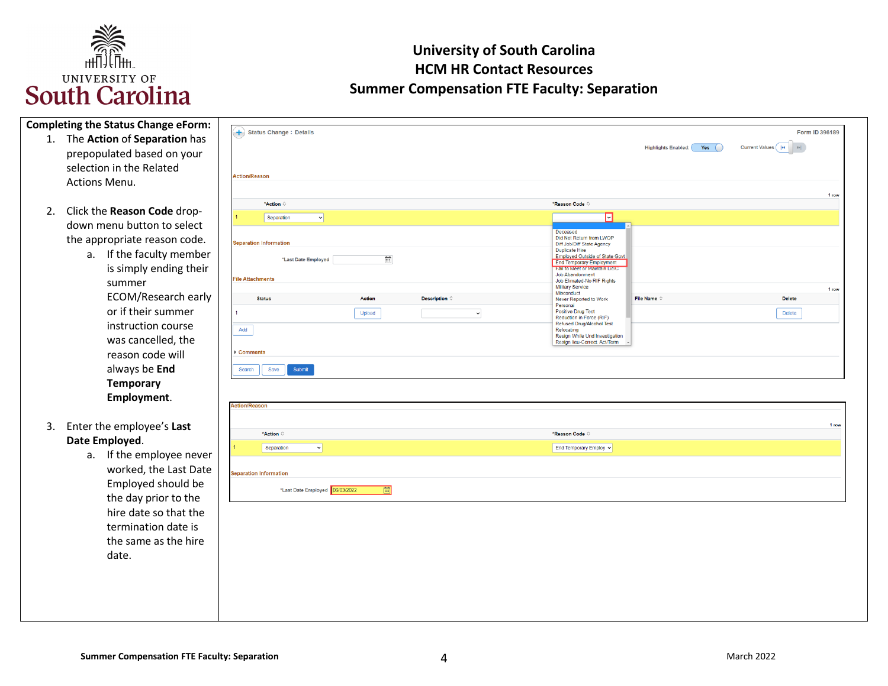# University of South Carolina
## HCM HR Contact Resources
## Summer Compensation FTE Faculty: Separation

**Completing the Status Change eForm:**

1. The **Action** of **Separation** has prepopulated based on your selection in the Related Actions Menu.

2. Click the **Reason Code** drop-down menu button to select the appropriate reason code.
   a. If the faculty member is simply ending their summer ECOM/Research early or if their summer instruction course was cancelled, the reason code will always be **End Temporary Employment**.

3. Enter the employee's **Last Date Employed**.
   a. If the employee never worked, the Last Date Employed should be the day prior to the hire date so that the termination date is the same as the hire date.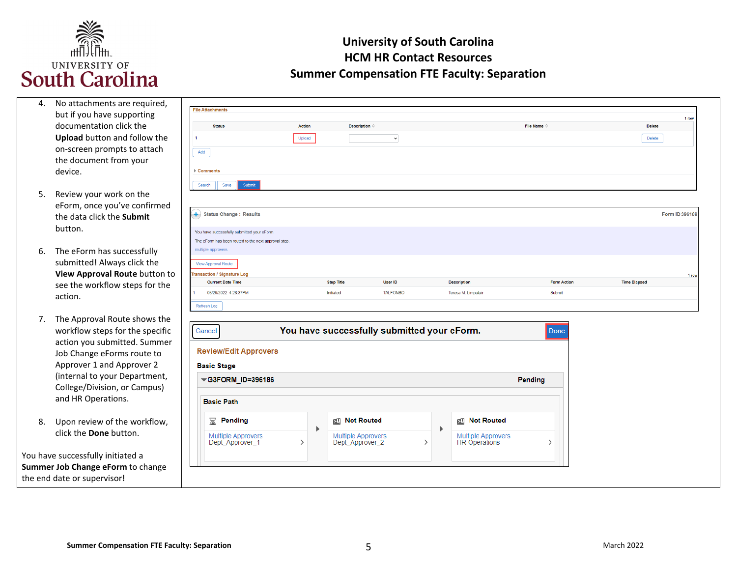# University of South Carolina
## HCM HR Contact Resources
## Summer Compensation FTE Faculty: Separation

4. No attachments are required, but if you have supporting documentation click the **Upload** button and follow the on-screen prompts to attach the document from your device.

5. Review your work on the eForm, once you've confirmed the data click the **Submit** button.

6. The eForm has successfully submitted! Always click the **View Approval Route** button to see the workflow steps for the action.

7. The Approval Route shows the workflow steps for the specific action you submitted. Summer Job Change eForms route to Approver 1 and Approver 2 (internal to your Department, College/Division, or Campus) and HR Operations.

8. Upon review of the workflow, click the **Done** button.

You have successfully initiated a **Summer Job Change eForm** to change the end date or supervisor!